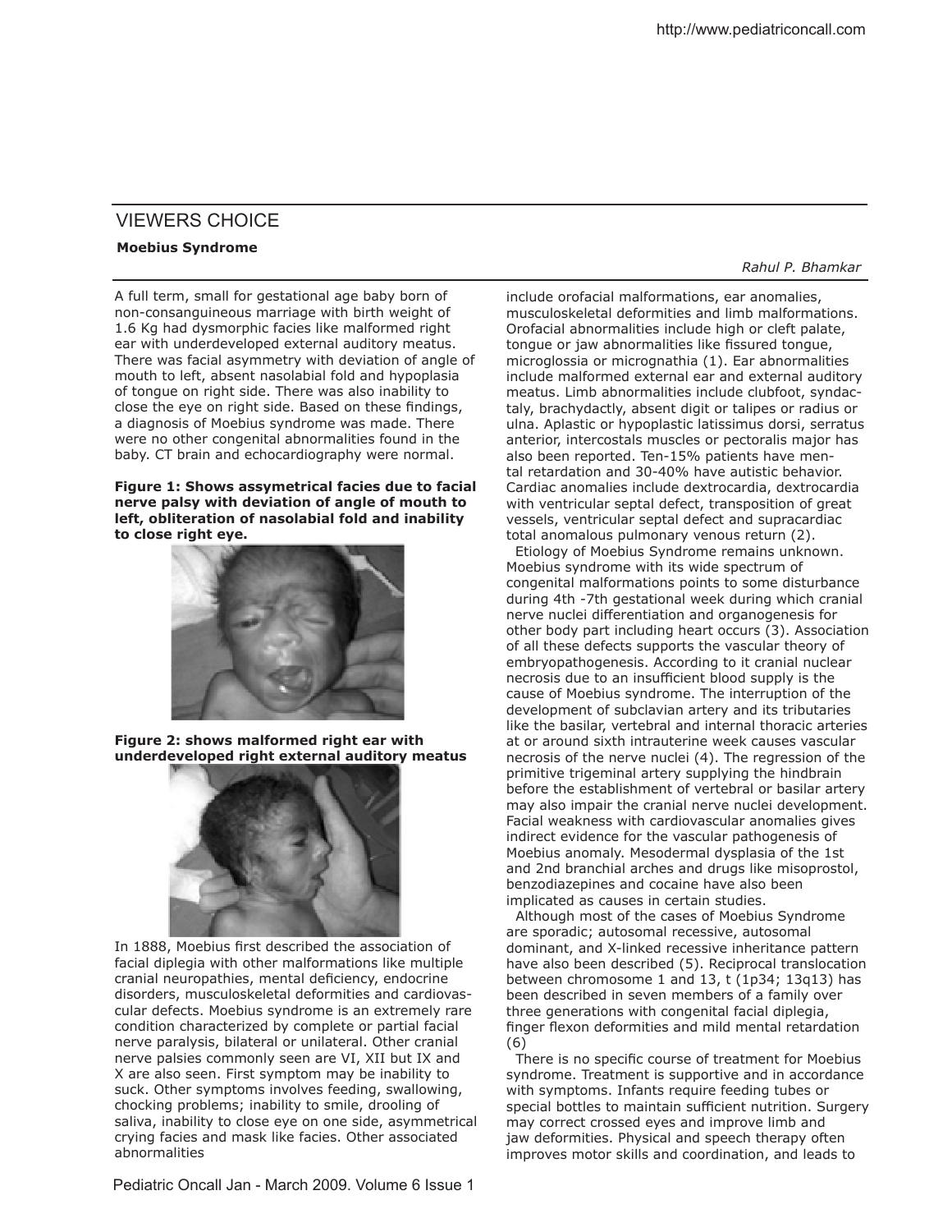## VIEWERS CHOICE

### Moebius Syndrome

*Rahul P. Bhamkar*

A full term, small for gestational age baby born of non-consanguineous marriage with birth weight of 1.6 Kg had dysmorphic facies like malformed right ear with underdeveloped external auditory meatus. There was facial asymmetry with deviation of angle of mouth to left, absent nasolabial fold and hypoplasia of tongue on right side. There was also inability to close the eye on right side. Based on these findings, a diagnosis of Moebius syndrome was made. There were no other congenital abnormalities found in the baby. CT brain and echocardiography were normal.

**Figure 1: Shows assymetrical facies due to facial nerve palsy with deviation of angle of mouth to left, obliteration of nasolabial fold and inability to close right eye.**

**Figure 2: shows malformed right ear with underdeveloped right external auditory meatus**

In 1888, Moebius first described the association of facial diplegia with other malformations like multiple cranial neuropathies, mental deficiency, endocrine disorders, musculoskeletal deformities and cardiovascular defects. Moebius syndrome is an extremely rare condition characterized by complete or partial facial nerve paralysis, bilateral or unilateral. Other cranial nerve palsies commonly seen are VI, XII but IX and X are also seen. First symptom may be inability to suck. Other symptoms involves feeding, swallowing, chocking problems; inability to smile, drooling of saliva, inability to close eye on one side, asymmetrical crying facies and mask like facies. Other associated abnormalities include orofacial malformations, ear anomalies, musculoskeletal deformities and limb malformations. Orofacial abnormalities include high or cleft palate, tongue or jaw abnormalities like fissured tongue, microglossia or micrognathia (1). Ear abnormalities include malformed external ear and external auditory meatus. Limb abnormalities include clubfoot, syndactaly, brachydactly, absent digit or talipes or radius or ulna. Aplastic or hypoplastic latissimus dorsi, serratus anterior, intercostals muscles or pectoralis major has also been reported. Ten-15% patients have mental retardation and 30-40% have autistic behavior. Cardiac anomalies include dextrocardia, dextrocardia with ventricular septal defect, transposition of great vessels, ventricular septal defect and supracardiac total anomalous pulmonary venous return (2).

Etiology of Moebius Syndrome remains unknown. Moebius syndrome with its wide spectrum of congenital malformations points to some disturbance during 4th -7th gestational week during which cranial nerve nuclei differentiation and organogenesis for other body part including heart occurs (3). Association of all these defects supports the vascular theory of embryopathogenesis. According to it cranial nuclear necrosis due to an insufficient blood supply is the cause of Moebius syndrome. The interruption of the development of subclavian artery and its tributaries like the basilar, vertebral and internal thoracic arteries at or around sixth intrauterine week causes vascular necrosis of the nerve nuclei (4). The regression of the primitive trigeminal artery supplying the hindbrain before the establishment of vertebral or basilar artery may also impair the cranial nerve nuclei development. Facial weakness with cardiovascular anomalies gives indirect evidence for the vascular pathogenesis of Moebius anomaly. Mesodermal dysplasia of the 1st and 2nd branchial arches and drugs like misoprostol, benzodiazepines and cocaine have also been implicated as causes in certain studies.

Although most of the cases of Moebius Syndrome are sporadic; autosomal recessive, autosomal dominant, and X-linked recessive inheritance pattern have also been described (5). Reciprocal translocation between chromosome 1 and 13, t (1p34; 13q13) has been described in seven members of a family over three generations with congenital facial diplegia, finger flexon deformities and mild mental retardation (6)

There is no specific course of treatment for Moebius syndrome. Treatment is supportive and in accordance with symptoms. Infants require feeding tubes or special bottles to maintain sufficient nutrition. Surgery may correct crossed eyes and improve limb and jaw deformities. Physical and speech therapy often improves motor skills and coordination, and leads to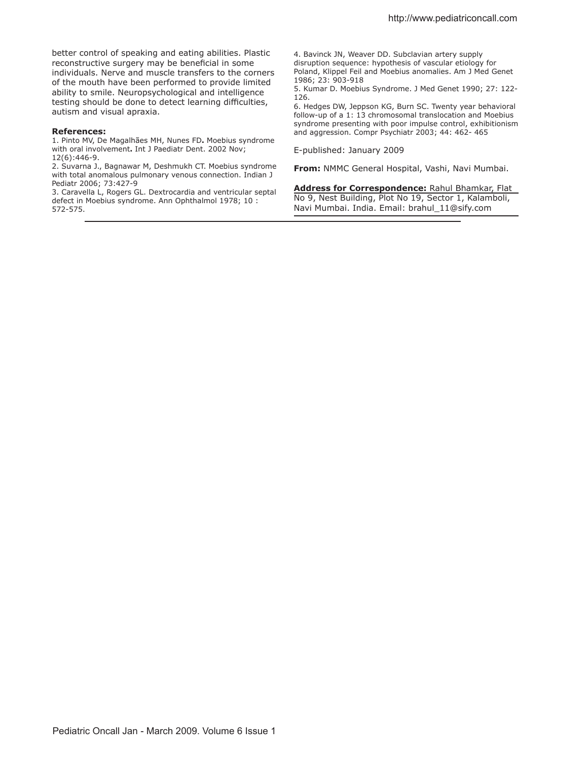better control of speaking and eating abilities. Plastic reconstructive surgery may be beneficial in some individuals. Nerve and muscle transfers to the corners of the mouth have been performed to provide limited ability to smile. Neuropsychological and intelligence testing should be done to detect learning difficulties, autism and visual apraxia.

**References:**

1. Pinto MV, De Magalhães MH, Nunes FD**.** Moebius syndrome with oral involvement**.** Int J Paediatr Dent. 2002 Nov; 12(6):446-9.
2. Suvarna J., Bagnawar M, Deshmukh CT. Moebius syndrome with total anomalous pulmonary venous connection. Indian J Pediatr 2006; 73:427-9
3. Caravella L, Rogers GL. Dextrocardia and ventricular septal defect in Moebius syndrome. Ann Ophthalmol 1978; 10 : 572-575.
4. Bavinck JN, Weaver DD. Subclavian artery supply disruption sequence: hypothesis of vascular etiology for Poland, Klippel Feil and Moebius anomalies. Am J Med Genet 1986; 23: 903-918
5. Kumar D. Moebius Syndrome. J Med Genet 1990; 27: 122-126.
6. Hedges DW, Jeppson KG, Burn SC. Twenty year behavioral follow-up of a 1: 13 chromosomal translocation and Moebius syndrome presenting with poor impulse control, exhibitionism and aggression. Compr Psychiatr 2003; 44: 462- 465

E-published: January 2009

**From:** NMMC General Hospital, Vashi, Navi Mumbai.

**Address for Correspondence:** Rahul Bhamkar, Flat No 9, Nest Building, Plot No 19, Sector 1, Kalamboli, Navi Mumbai. India. Email: brahul_11@sify.com